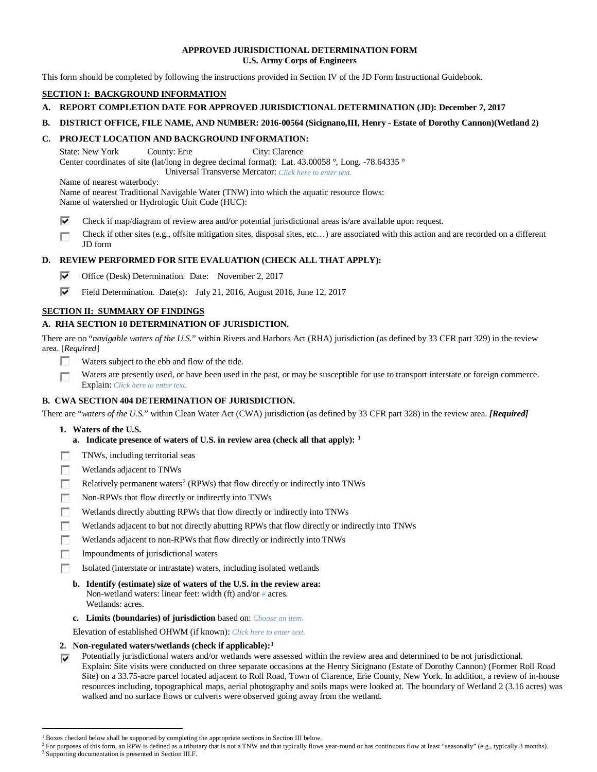**APPROVED JURISDICTIONAL DETERMINATION FORM**
**U.S. Army Corps of Engineers**

This form should be completed by following the instructions provided in Section IV of the JD Form Instructional Guidebook.

## SECTION I: BACKGROUND INFORMATION

**A. REPORT COMPLETION DATE FOR APPROVED JURISDICTIONAL DETERMINATION (JD): December 7, 2017**

**B. DISTRICT OFFICE, FILE NAME, AND NUMBER: 2016-00564 (Sicignano,III, Henry - Estate of Dorothy Cannon)(Wetland 2)**

**C. PROJECT LOCATION AND BACKGROUND INFORMATION:**

State: New York County: Erie City: Clarence
Center coordinates of site (lat/long in degree decimal format): Lat. 43.00058 °, Long. -78.64335 °
Universal Transverse Mercator: *Click here to enter text.*
Name of nearest waterbody:
Name of nearest Traditional Navigable Water (TNW) into which the aquatic resource flows:
Name of watershed or Hydrologic Unit Code (HUC):

- [x] Check if map/diagram of review area and/or potential jurisdictional areas is/are available upon request.
- [ ] Check if other sites (e.g., offsite mitigation sites, disposal sites, etc…) are associated with this action and are recorded on a different JD form

**D. REVIEW PERFORMED FOR SITE EVALUATION (CHECK ALL THAT APPLY):**

- [x] Office (Desk) Determination. Date: November 2, 2017
- [x] Field Determination. Date(s): July 21, 2016, August 2016, June 12, 2017

## SECTION II: SUMMARY OF FINDINGS

**A. RHA SECTION 10 DETERMINATION OF JURISDICTION.**

There are no "*navigable waters of the U.S.*" within Rivers and Harbors Act (RHA) jurisdiction (as defined by 33 CFR part 329) in the review area. [*Required*]

- [ ] Waters subject to the ebb and flow of the tide.
- [ ] Waters are presently used, or have been used in the past, or may be susceptible for use to transport interstate or foreign commerce. Explain: *Click here to enter text.*

**B. CWA SECTION 404 DETERMINATION OF JURISDICTION.**

There are "*waters of the U.S.*" within Clean Water Act (CWA) jurisdiction (as defined by 33 CFR part 328) in the review area. ***[Required]***

**1. Waters of the U.S.**

**a. Indicate presence of waters of U.S. in review area (check all that apply):** [1]

- [ ] TNWs, including territorial seas
- [ ] Wetlands adjacent to TNWs
- [ ] Relatively permanent waters[2] (RPWs) that flow directly or indirectly into TNWs
- [ ] Non-RPWs that flow directly or indirectly into TNWs
- [ ] Wetlands directly abutting RPWs that flow directly or indirectly into TNWs
- [ ] Wetlands adjacent to but not directly abutting RPWs that flow directly or indirectly into TNWs
- [ ] Wetlands adjacent to non-RPWs that flow directly or indirectly into TNWs
- [ ] Impoundments of jurisdictional waters
- [ ] Isolated (interstate or intrastate) waters, including isolated wetlands

**b. Identify (estimate) size of waters of the U.S. in the review area:**
Non-wetland waters: linear feet: width (ft) and/or *#* acres.
Wetlands: acres.

**c. Limits (boundaries) of jurisdiction** based on: *Choose an item.*

Elevation of established OHWM (if known): *Click here to enter text.*

**2. Non-regulated waters/wetlands (check if applicable):**[3]

- [x] Potentially jurisdictional waters and/or wetlands were assessed within the review area and determined to be not jurisdictional. Explain: Site visits were conducted on three separate occasions at the Henry Sicignano (Estate of Dorothy Cannon) (Former Roll Road Site) on a 33.75-acre parcel located adjacent to Roll Road, Town of Clarence, Erie County, New York. In addition, a review of in-house resources including, topographical maps, aerial photography and soils maps were looked at. The boundary of Wetland 2 (3.16 acres) was walked and no surface flows or culverts were observed going away from the wetland.

---

[1] Boxes checked below shall be supported by completing the appropriate sections in Section III below.
[2] For purposes of this form, an RPW is defined as a tributary that is not a TNW and that typically flows year-round or has continuous flow at least "seasonally" (e.g., typically 3 months).
[3] Supporting documentation is presented in Section III.F.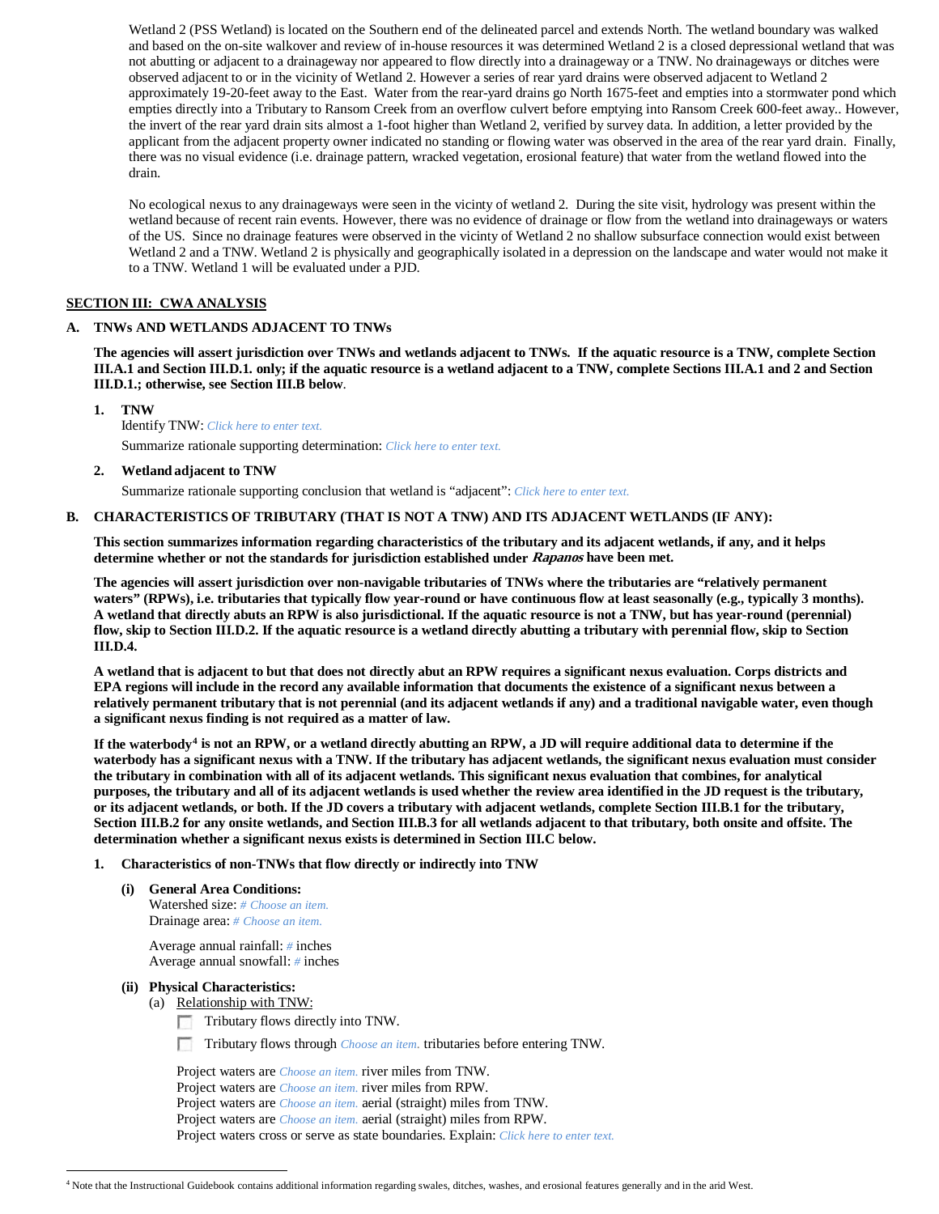Wetland 2 (PSS Wetland) is located on the Southern end of the delineated parcel and extends North. The wetland boundary was walked and based on the on-site walkover and review of in-house resources it was determined Wetland 2 is a closed depressional wetland that was not abutting or adjacent to a drainageway nor appeared to flow directly into a drainageway or a TNW. No drainageways or ditches were observed adjacent to or in the vicinity of Wetland 2. However a series of rear yard drains were observed adjacent to Wetland 2 approximately 19-20-feet away to the East. Water from the rear-yard drains go North 1675-feet and empties into a stormwater pond which empties directly into a Tributary to Ransom Creek from an overflow culvert before emptying into Ransom Creek 600-feet away.. However, the invert of the rear yard drain sits almost a 1-foot higher than Wetland 2, verified by survey data. In addition, a letter provided by the applicant from the adjacent property owner indicated no standing or flowing water was observed in the area of the rear yard drain. Finally, there was no visual evidence (i.e. drainage pattern, wracked vegetation, erosional feature) that water from the wetland flowed into the drain.

No ecological nexus to any drainageways were seen in the vicinity of wetland 2. During the site visit, hydrology was present within the wetland because of recent rain events. However, there was no evidence of drainage or flow from the wetland into drainageways or waters of the US. Since no drainage features were observed in the vicinity of Wetland 2 no shallow subsurface connection would exist between Wetland 2 and a TNW. Wetland 2 is physically and geographically isolated in a depression on the landscape and water would not make it to a TNW. Wetland 1 will be evaluated under a PJD.

## SECTION III: CWA ANALYSIS

### A. TNWs AND WETLANDS ADJACENT TO TNWs

**The agencies will assert jurisdiction over TNWs and wetlands adjacent to TNWs. If the aquatic resource is a TNW, complete Section III.A.1 and Section III.D.1. only; if the aquatic resource is a wetland adjacent to a TNW, complete Sections III.A.1 and 2 and Section III.D.1.; otherwise, see Section III.B below.**

1. **TNW**

   Identify TNW: *Click here to enter text.*

   Summarize rationale supporting determination: *Click here to enter text.*

2. **Wetland adjacent to TNW**

   Summarize rationale supporting conclusion that wetland is "adjacent": *Click here to enter text.*

### B. CHARACTERISTICS OF TRIBUTARY (THAT IS NOT A TNW) AND ITS ADJACENT WETLANDS (IF ANY):

**This section summarizes information regarding characteristics of the tributary and its adjacent wetlands, if any, and it helps determine whether or not the standards for jurisdiction established under *Rapanos* have been met.**

**The agencies will assert jurisdiction over non-navigable tributaries of TNWs where the tributaries are "relatively permanent waters" (RPWs), i.e. tributaries that typically flow year-round or have continuous flow at least seasonally (e.g., typically 3 months). A wetland that directly abuts an RPW is also jurisdictional. If the aquatic resource is not a TNW, but has year-round (perennial) flow, skip to Section III.D.2. If the aquatic resource is a wetland directly abutting a tributary with perennial flow, skip to Section III.D.4.**

**A wetland that is adjacent to but that does not directly abut an RPW requires a significant nexus evaluation. Corps districts and EPA regions will include in the record any available information that documents the existence of a significant nexus between a relatively permanent tributary that is not perennial (and its adjacent wetlands if any) and a traditional navigable water, even though a significant nexus finding is not required as a matter of law.**

**If the waterbody[4] is not an RPW, or a wetland directly abutting an RPW, a JD will require additional data to determine if the waterbody has a significant nexus with a TNW. If the tributary has adjacent wetlands, the significant nexus evaluation must consider the tributary in combination with all of its adjacent wetlands. This significant nexus evaluation that combines, for analytical purposes, the tributary and all of its adjacent wetlands is used whether the review area identified in the JD request is the tributary, or its adjacent wetlands, or both. If the JD covers a tributary with adjacent wetlands, complete Section III.B.1 for the tributary, Section III.B.2 for any onsite wetlands, and Section III.B.3 for all wetlands adjacent to that tributary, both onsite and offsite. The determination whether a significant nexus exists is determined in Section III.C below.**

1. **Characteristics of non-TNWs that flow directly or indirectly into TNW**

   **(i) General Area Conditions:**

   Watershed size: *# Choose an item.*
   Drainage area: *# Choose an item.*

   Average annual rainfall: *#* inches
   Average annual snowfall: *#* inches

   **(ii) Physical Characteristics:**

   (a) Relationship with TNW:

   ☐ Tributary flows directly into TNW.

   ☐ Tributary flows through *Choose an item.* tributaries before entering TNW.

   Project waters are *Choose an item.* river miles from TNW.
   Project waters are *Choose an item.* river miles from RPW.
   Project waters are *Choose an item.* aerial (straight) miles from TNW.
   Project waters are *Choose an item.* aerial (straight) miles from RPW.
   Project waters cross or serve as state boundaries. Explain: *Click here to enter text.*

---

[4] Note that the Instructional Guidebook contains additional information regarding swales, ditches, washes, and erosional features generally and in the arid West.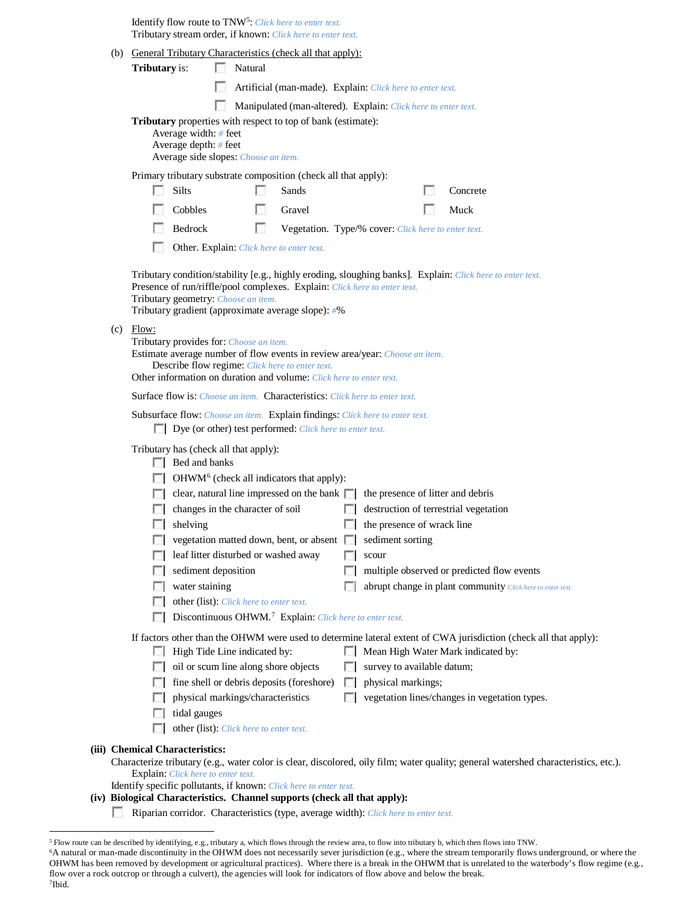Identify flow route to TNW[5]: Click here to enter text.
Tributary stream order, if known: Click here to enter text.

(b) General Tributary Characteristics (check all that apply):

**Tributary** is:
- ☐ Natural
- ☐ Artificial (man-made). Explain: Click here to enter text.
- ☐ Manipulated (man-altered). Explain: Click here to enter text.

**Tributary** properties with respect to top of bank (estimate):
Average width: # feet
Average depth: # feet
Average side slopes: Choose an item.

Primary tributary substrate composition (check all that apply):

- ☐ Silts
- ☐ Sands
- ☐ Concrete
- ☐ Cobbles
- ☐ Gravel
- ☐ Muck
- ☐ Bedrock
- ☐ Vegetation. Type/% cover: Click here to enter text.
- ☐ Other. Explain: Click here to enter text.

Tributary condition/stability [e.g., highly eroding, sloughing banks]. Explain: Click here to enter text.
Presence of run/riffle/pool complexes. Explain: Click here to enter text.
Tributary geometry: Choose an item.
Tributary gradient (approximate average slope): #%

(c) Flow:
Tributary provides for: Choose an item.
Estimate average number of flow events in review area/year: Choose an item.
Describe flow regime: Click here to enter text.
Other information on duration and volume: Click here to enter text.

Surface flow is: Choose an item. Characteristics: Click here to enter text.

Subsurface flow: Choose an item. Explain findings: Click here to enter text.
- ☐ Dye (or other) test performed: Click here to enter text.

Tributary has (check all that apply):
- ☐ Bed and banks
- ☐ OHWM[6] (check all indicators that apply):
  - ☐ clear, natural line impressed on the bank
  - ☐ the presence of litter and debris
  - ☐ changes in the character of soil
  - ☐ destruction of terrestrial vegetation
  - ☐ shelving
  - ☐ the presence of wrack line
  - ☐ vegetation matted down, bent, or absent
  - ☐ sediment sorting
  - ☐ leaf litter disturbed or washed away
  - ☐ scour
  - ☐ sediment deposition
  - ☐ multiple observed or predicted flow events
  - ☐ water staining
  - ☐ abrupt change in plant community Click here to enter text.
  - ☐ other (list): Click here to enter text.
- ☐ Discontinuous OHWM.[7] Explain: Click here to enter text.

If factors other than the OHWM were used to determine lateral extent of CWA jurisdiction (check all that apply):
- ☐ High Tide Line indicated by:
  - ☐ oil or scum line along shore objects
  - ☐ fine shell or debris deposits (foreshore)
  - ☐ physical markings/characteristics
  - ☐ tidal gauges
  - ☐ other (list): Click here to enter text.
- ☐ Mean High Water Mark indicated by:
  - ☐ survey to available datum;
  - ☐ physical markings;
  - ☐ vegetation lines/changes in vegetation types.

**(iii) Chemical Characteristics:**
Characterize tributary (e.g., water color is clear, discolored, oily film; water quality; general watershed characteristics, etc.).
Explain: Click here to enter text.
Identify specific pollutants, if known: Click here to enter text.

**(iv) Biological Characteristics. Channel supports (check all that apply):**
- ☐ Riparian corridor. Characteristics (type, average width): Click here to enter text.

---

[5] Flow route can be described by identifying, e.g., tributary a, which flows through the review area, to flow into tributary b, which then flows into TNW.
[6] A natural or man-made discontinuity in the OHWM does not necessarily sever jurisdiction (e.g., where the stream temporarily flows underground, or where the OHWM has been removed by development or agricultural practices). Where there is a break in the OHWM that is unrelated to the waterbody's flow regime (e.g., flow over a rock outcrop or through a culvert), the agencies will look for indicators of flow above and below the break.
[7] Ibid.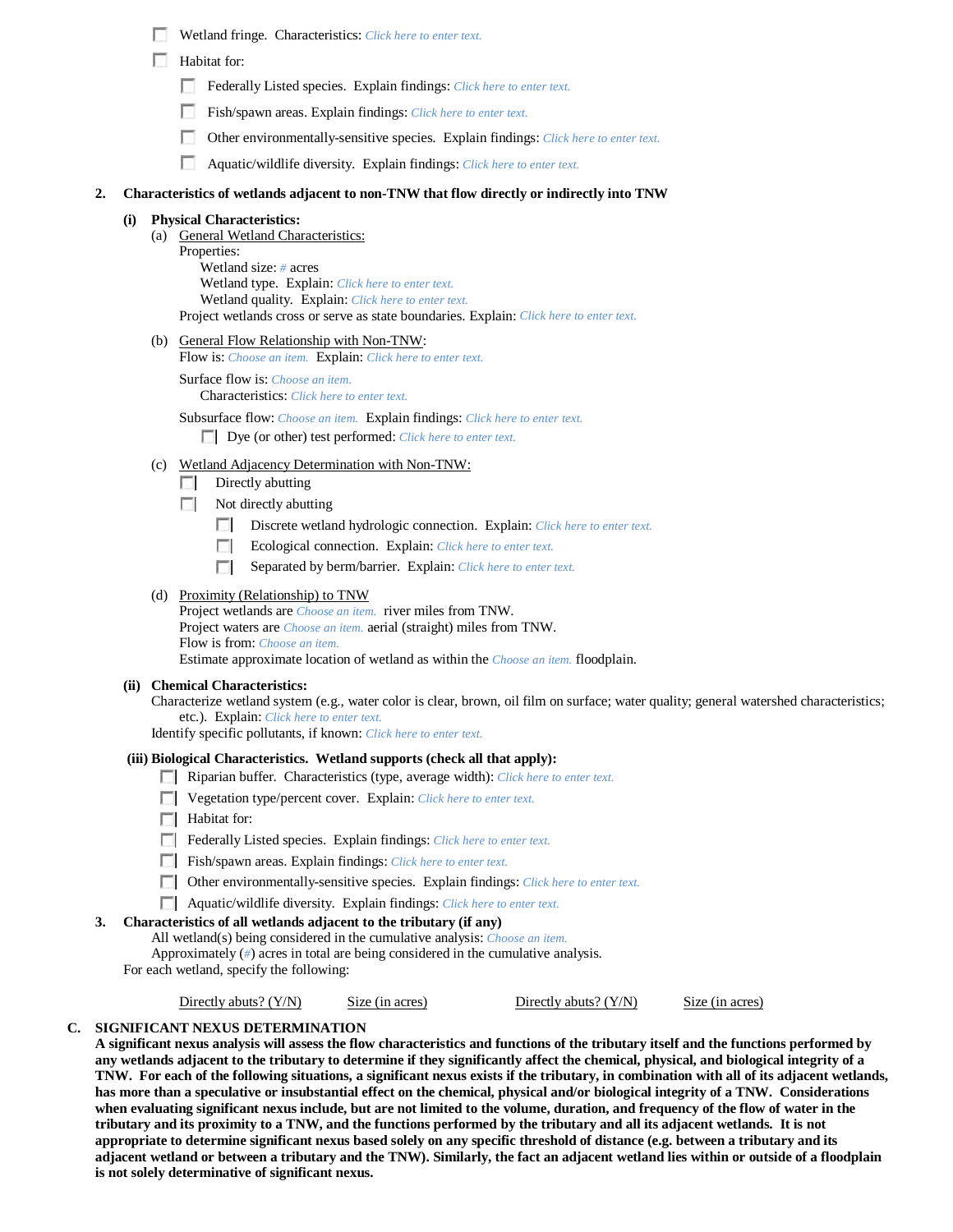- ☐ Wetland fringe. Characteristics: *Click here to enter text.*
- ☐ Habitat for:
  - ☐ Federally Listed species. Explain findings: *Click here to enter text.*
  - ☐ Fish/spawn areas. Explain findings: *Click here to enter text.*
  - ☐ Other environmentally-sensitive species. Explain findings: *Click here to enter text.*
  - ☐ Aquatic/wildlife diversity. Explain findings: *Click here to enter text.*

**2. Characteristics of wetlands adjacent to non-TNW that flow directly or indirectly into TNW**

**(i) Physical Characteristics:**

(a) General Wetland Characteristics:

Properties:

Wetland size: *#* acres

Wetland type. Explain: *Click here to enter text.*

Wetland quality. Explain: *Click here to enter text.*

Project wetlands cross or serve as state boundaries. Explain: *Click here to enter text.*

(b) General Flow Relationship with Non-TNW:

Flow is: *Choose an item.* Explain: *Click here to enter text.*

Surface flow is: *Choose an item.*

Characteristics: *Click here to enter text.*

Subsurface flow: *Choose an item.* Explain findings: *Click here to enter text.*

- ☐ Dye (or other) test performed: *Click here to enter text.*

(c) Wetland Adjacency Determination with Non-TNW:

- ☐ Directly abutting
- ☐ Not directly abutting
  - ☐ Discrete wetland hydrologic connection. Explain: *Click here to enter text.*
  - ☐ Ecological connection. Explain: *Click here to enter text.*
  - ☐ Separated by berm/barrier. Explain: *Click here to enter text.*

(d) Proximity (Relationship) to TNW

Project wetlands are *Choose an item.* river miles from TNW.

Project waters are *Choose an item.* aerial (straight) miles from TNW.

Flow is from: *Choose an item.*

Estimate approximate location of wetland as within the *Choose an item.* floodplain.

**(ii) Chemical Characteristics:**

Characterize wetland system (e.g., water color is clear, brown, oil film on surface; water quality; general watershed characteristics; etc.). Explain: *Click here to enter text.*

Identify specific pollutants, if known: *Click here to enter text.*

**(iii) Biological Characteristics. Wetland supports (check all that apply):**

- ☐ Riparian buffer. Characteristics (type, average width): *Click here to enter text.*
- ☐ Vegetation type/percent cover. Explain: *Click here to enter text.*
- ☐ Habitat for:
- ☐ Federally Listed species. Explain findings: *Click here to enter text.*
- ☐ Fish/spawn areas. Explain findings: *Click here to enter text.*
- ☐ Other environmentally-sensitive species. Explain findings: *Click here to enter text.*
- ☐ Aquatic/wildlife diversity. Explain findings: *Click here to enter text.*

**3. Characteristics of all wetlands adjacent to the tributary (if any)**

All wetland(s) being considered in the cumulative analysis: *Choose an item.*

Approximately (*#*) acres in total are being considered in the cumulative analysis.

For each wetland, specify the following:

| Directly abuts? (Y/N) | Size (in acres) | Directly abuts? (Y/N) | Size (in acres) |
|---|---|---|---|

## C. SIGNIFICANT NEXUS DETERMINATION

**A significant nexus analysis will assess the flow characteristics and functions of the tributary itself and the functions performed by any wetlands adjacent to the tributary to determine if they significantly affect the chemical, physical, and biological integrity of a TNW. For each of the following situations, a significant nexus exists if the tributary, in combination with all of its adjacent wetlands, has more than a speculative or insubstantial effect on the chemical, physical and/or biological integrity of a TNW. Considerations when evaluating significant nexus include, but are not limited to the volume, duration, and frequency of the flow of water in the tributary and its proximity to a TNW, and the functions performed by the tributary and all its adjacent wetlands. It is not appropriate to determine significant nexus based solely on any specific threshold of distance (e.g. between a tributary and its adjacent wetland or between a tributary and the TNW). Similarly, the fact an adjacent wetland lies within or outside of a floodplain is not solely determinative of significant nexus.**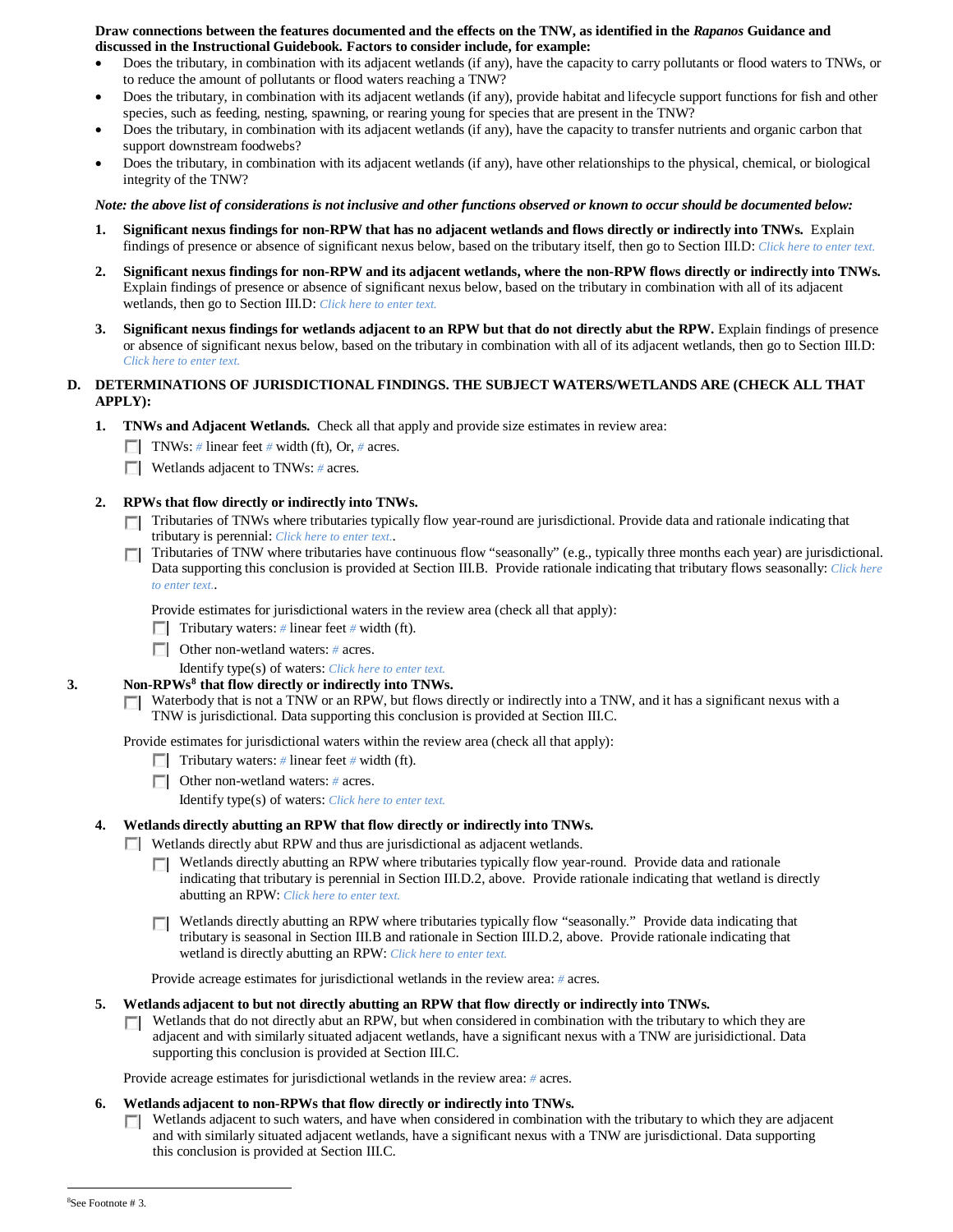**Draw connections between the features documented and the effects on the TNW, as identified in the *Rapanos* Guidance and discussed in the Instructional Guidebook. Factors to consider include, for example:**

- Does the tributary, in combination with its adjacent wetlands (if any), have the capacity to carry pollutants or flood waters to TNWs, or to reduce the amount of pollutants or flood waters reaching a TNW?
- Does the tributary, in combination with its adjacent wetlands (if any), provide habitat and lifecycle support functions for fish and other species, such as feeding, nesting, spawning, or rearing young for species that are present in the TNW?
- Does the tributary, in combination with its adjacent wetlands (if any), have the capacity to transfer nutrients and organic carbon that support downstream foodwebs?
- Does the tributary, in combination with its adjacent wetlands (if any), have other relationships to the physical, chemical, or biological integrity of the TNW?

***Note: the above list of considerations is not inclusive and other functions observed or known to occur should be documented below:***

1. **Significant nexus findings for non-RPW that has no adjacent wetlands and flows directly or indirectly into TNWs.** Explain findings of presence or absence of significant nexus below, based on the tributary itself, then go to Section III.D: *Click here to enter text.*

2. **Significant nexus findings for non-RPW and its adjacent wetlands, where the non-RPW flows directly or indirectly into TNWs.** Explain findings of presence or absence of significant nexus below, based on the tributary in combination with all of its adjacent wetlands, then go to Section III.D: *Click here to enter text.*

3. **Significant nexus findings for wetlands adjacent to an RPW but that do not directly abut the RPW.** Explain findings of presence or absence of significant nexus below, based on the tributary in combination with all of its adjacent wetlands, then go to Section III.D: *Click here to enter text.*

## D. DETERMINATIONS OF JURISDICTIONAL FINDINGS. THE SUBJECT WATERS/WETLANDS ARE (CHECK ALL THAT APPLY):

1. **TNWs and Adjacent Wetlands.** Check all that apply and provide size estimates in review area:
   - ☐ TNWs: # linear feet # width (ft), Or, # acres.
   - ☐ Wetlands adjacent to TNWs: # acres.

2. **RPWs that flow directly or indirectly into TNWs.**
   - ☐ Tributaries of TNWs where tributaries typically flow year-round are jurisdictional. Provide data and rationale indicating that tributary is perennial: *Click here to enter text.*.
   - ☐ Tributaries of TNW where tributaries have continuous flow "seasonally" (e.g., typically three months each year) are jurisdictional. Data supporting this conclusion is provided at Section III.B. Provide rationale indicating that tributary flows seasonally: *Click here to enter text.*.

   Provide estimates for jurisdictional waters in the review area (check all that apply):
   - ☐ Tributary waters: # linear feet # width (ft).
   - ☐ Other non-wetland waters: # acres.

     Identify type(s) of waters: *Click here to enter text.*

3. **Non-RPWs[8] that flow directly or indirectly into TNWs.**
   - ☐ Waterbody that is not a TNW or an RPW, but flows directly or indirectly into a TNW, and it has a significant nexus with a TNW is jurisdictional. Data supporting this conclusion is provided at Section III.C.

   Provide estimates for jurisdictional waters within the review area (check all that apply):
   - ☐ Tributary waters: # linear feet # width (ft).
   - ☐ Other non-wetland waters: # acres.

     Identify type(s) of waters: *Click here to enter text.*

4. **Wetlands directly abutting an RPW that flow directly or indirectly into TNWs.**
   - ☐ Wetlands directly abut RPW and thus are jurisdictional as adjacent wetlands.
     - ☐ Wetlands directly abutting an RPW where tributaries typically flow year-round. Provide data and rationale indicating that tributary is perennial in Section III.D.2, above. Provide rationale indicating that wetland is directly abutting an RPW: *Click here to enter text.*
     - ☐ Wetlands directly abutting an RPW where tributaries typically flow "seasonally." Provide data indicating that tributary is seasonal in Section III.B and rationale in Section III.D.2, above. Provide rationale indicating that wetland is directly abutting an RPW: *Click here to enter text.*

   Provide acreage estimates for jurisdictional wetlands in the review area: # acres.

5. **Wetlands adjacent to but not directly abutting an RPW that flow directly or indirectly into TNWs.**
   - ☐ Wetlands that do not directly abut an RPW, but when considered in combination with the tributary to which they are adjacent and with similarly situated adjacent wetlands, have a significant nexus with a TNW are jurisidictional. Data supporting this conclusion is provided at Section III.C.

   Provide acreage estimates for jurisdictional wetlands in the review area: # acres.

6. **Wetlands adjacent to non-RPWs that flow directly or indirectly into TNWs.**
   - ☐ Wetlands adjacent to such waters, and have when considered in combination with the tributary to which they are adjacent and with similarly situated adjacent wetlands, have a significant nexus with a TNW are jurisdictional. Data supporting this conclusion is provided at Section III.C.

---

[8]See Footnote # 3.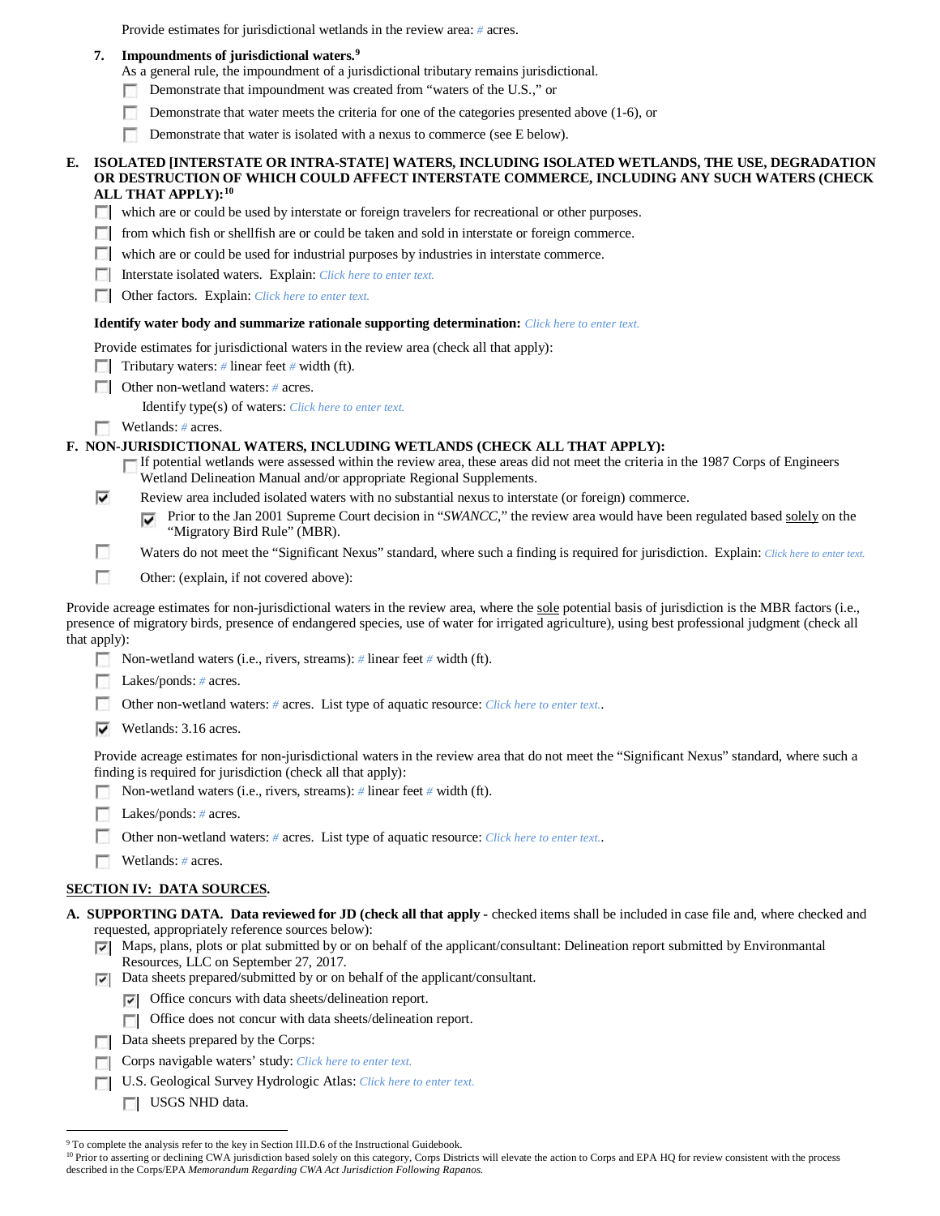Provide estimates for jurisdictional wetlands in the review area: # acres.

7. **Impoundments of jurisdictional waters.**[9]
As a general rule, the impoundment of a jurisdictional tributary remains jurisdictional.
- ☐ Demonstrate that impoundment was created from "waters of the U.S.," or
- ☐ Demonstrate that water meets the criteria for one of the categories presented above (1-6), or
- ☐ Demonstrate that water is isolated with a nexus to commerce (see E below).

**E. ISOLATED [INTERSTATE OR INTRA-STATE] WATERS, INCLUDING ISOLATED WETLANDS, THE USE, DEGRADATION OR DESTRUCTION OF WHICH COULD AFFECT INTERSTATE COMMERCE, INCLUDING ANY SUCH WATERS (CHECK ALL THAT APPLY):**[10]
- ☐ which are or could be used by interstate or foreign travelers for recreational or other purposes.
- ☐ from which fish or shellfish are or could be taken and sold in interstate or foreign commerce.
- ☐ which are or could be used for industrial purposes by industries in interstate commerce.
- ☐ Interstate isolated waters. Explain: *Click here to enter text.*
- ☐ Other factors. Explain: *Click here to enter text.*

**Identify water body and summarize rationale supporting determination:** *Click here to enter text.*

Provide estimates for jurisdictional waters in the review area (check all that apply):
- ☐ Tributary waters: # linear feet # width (ft).
- ☐ Other non-wetland waters: # acres.
  Identify type(s) of waters: *Click here to enter text.*
- ☐ Wetlands: # acres.

**F. NON-JURISDICTIONAL WATERS, INCLUDING WETLANDS (CHECK ALL THAT APPLY):**
- ☐ If potential wetlands were assessed within the review area, these areas did not meet the criteria in the 1987 Corps of Engineers Wetland Delineation Manual and/or appropriate Regional Supplements.
- ☑ Review area included isolated waters with no substantial nexus to interstate (or foreign) commerce.
  - ☑ Prior to the Jan 2001 Supreme Court decision in "*SWANCC*," the review area would have been regulated based solely on the "Migratory Bird Rule" (MBR).
- ☐ Waters do not meet the "Significant Nexus" standard, where such a finding is required for jurisdiction. Explain: *Click here to enter text.*
- ☐ Other: (explain, if not covered above):

Provide acreage estimates for non-jurisdictional waters in the review area, where the sole potential basis of jurisdiction is the MBR factors (i.e., presence of migratory birds, presence of endangered species, use of water for irrigated agriculture), using best professional judgment (check all that apply):
- ☐ Non-wetland waters (i.e., rivers, streams): # linear feet # width (ft).
- ☐ Lakes/ponds: # acres.
- ☐ Other non-wetland waters: # acres. List type of aquatic resource: *Click here to enter text.*.
- ☑ Wetlands: 3.16 acres.

Provide acreage estimates for non-jurisdictional waters in the review area that do not meet the "Significant Nexus" standard, where such a finding is required for jurisdiction (check all that apply):
- ☐ Non-wetland waters (i.e., rivers, streams): # linear feet # width (ft).
- ☐ Lakes/ponds: # acres.
- ☐ Other non-wetland waters: # acres. List type of aquatic resource: *Click here to enter text.*.
- ☐ Wetlands: # acres.

## SECTION IV: DATA SOURCES.

**A. SUPPORTING DATA. Data reviewed for JD (check all that apply -** checked items shall be included in case file and, where checked and requested, appropriately reference sources below):
- ☑ Maps, plans, plots or plat submitted by or on behalf of the applicant/consultant: Delineation report submitted by Environmantal Resources, LLC on September 27, 2017.
- ☑ Data sheets prepared/submitted by or on behalf of the applicant/consultant.
  - ☑ Office concurs with data sheets/delineation report.
  - ☐ Office does not concur with data sheets/delineation report.
- ☐ Data sheets prepared by the Corps:
- ☐ Corps navigable waters' study: *Click here to enter text.*
- ☐ U.S. Geological Survey Hydrologic Atlas: *Click here to enter text.*
  - ☐ USGS NHD data.

[9] To complete the analysis refer to the key in Section III.D.6 of the Instructional Guidebook.
[10] Prior to asserting or declining CWA jurisdiction based solely on this category, Corps Districts will elevate the action to Corps and EPA HQ for review consistent with the process described in the Corps/EPA *Memorandum Regarding CWA Act Jurisdiction Following Rapanos.*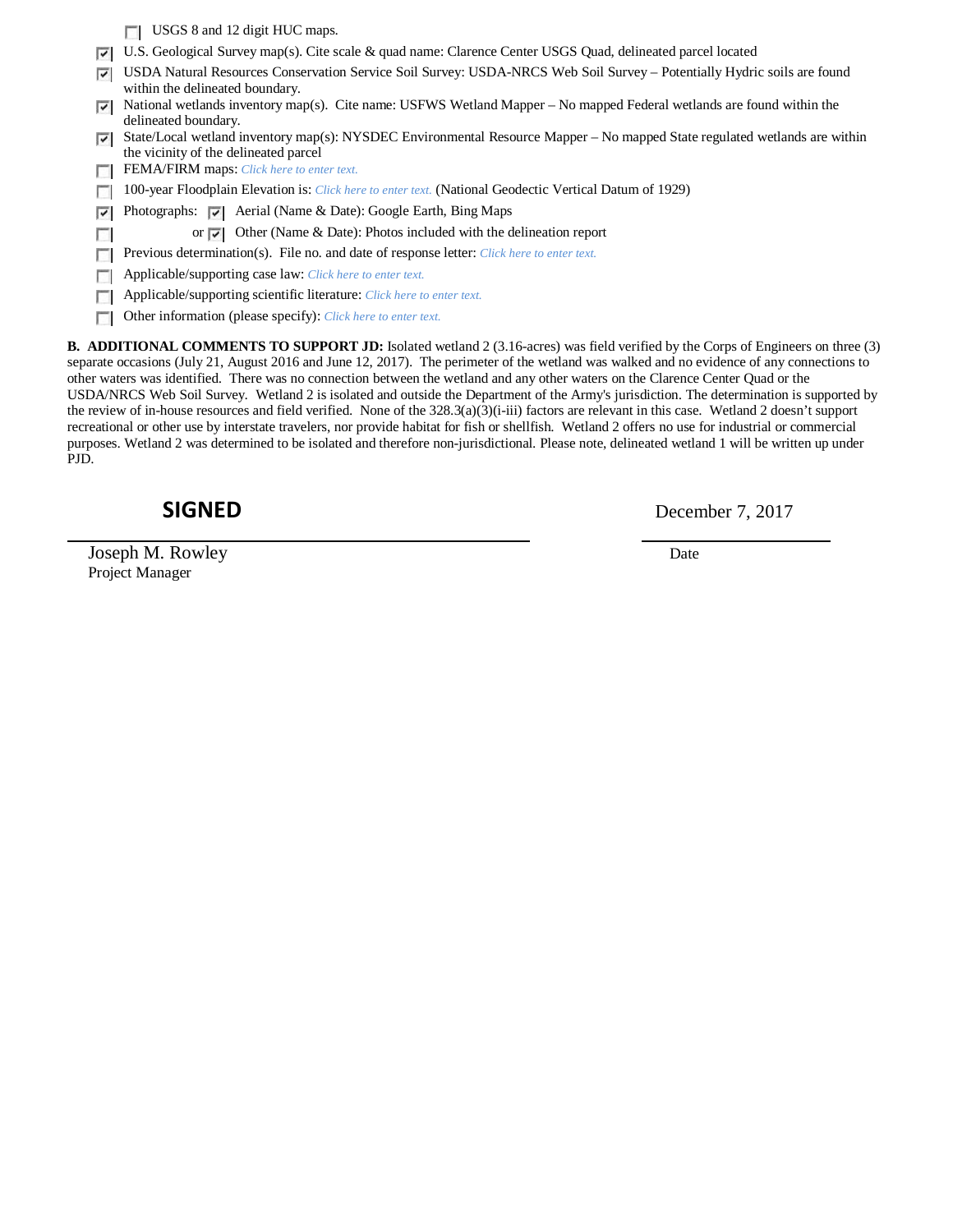- [ ] USGS 8 and 12 digit HUC maps.
- [x] U.S. Geological Survey map(s). Cite scale & quad name: Clarence Center USGS Quad, delineated parcel located
- [x] USDA Natural Resources Conservation Service Soil Survey: USDA-NRCS Web Soil Survey – Potentially Hydric soils are found within the delineated boundary.
- [x] National wetlands inventory map(s). Cite name: USFWS Wetland Mapper – No mapped Federal wetlands are found within the delineated boundary.
- [x] State/Local wetland inventory map(s): NYSDEC Environmental Resource Mapper – No mapped State regulated wetlands are within the vicinity of the delineated parcel
- [ ] FEMA/FIRM maps: *Click here to enter text.*
- [ ] 100-year Floodplain Elevation is: *Click here to enter text.* (National Geodectic Vertical Datum of 1929)
- [x] Photographs: [x] Aerial (Name & Date): Google Earth, Bing Maps
- [ ] or [x] Other (Name & Date): Photos included with the delineation report
- [ ] Previous determination(s). File no. and date of response letter: *Click here to enter text.*
- [ ] Applicable/supporting case law: *Click here to enter text.*
- [ ] Applicable/supporting scientific literature: *Click here to enter text.*
- [ ] Other information (please specify): *Click here to enter text.*

**B. ADDITIONAL COMMENTS TO SUPPORT JD:** Isolated wetland 2 (3.16-acres) was field verified by the Corps of Engineers on three (3) separate occasions (July 21, August 2016 and June 12, 2017). The perimeter of the wetland was walked and no evidence of any connections to other waters was identified. There was no connection between the wetland and any other waters on the Clarence Center Quad or the USDA/NRCS Web Soil Survey. Wetland 2 is isolated and outside the Department of the Army's jurisdiction. The determination is supported by the review of in-house resources and field verified. None of the 328.3(a)(3)(i-iii) factors are relevant in this case. Wetland 2 doesn't support recreational or other use by interstate travelers, nor provide habitat for fish or shellfish. Wetland 2 offers no use for industrial or commercial purposes. Wetland 2 was determined to be isolated and therefore non-jurisdictional. Please note, delineated wetland 1 will be written up under PJD.

**SIGNED** December 7, 2017

Joseph M. Rowley
Project Manager

Date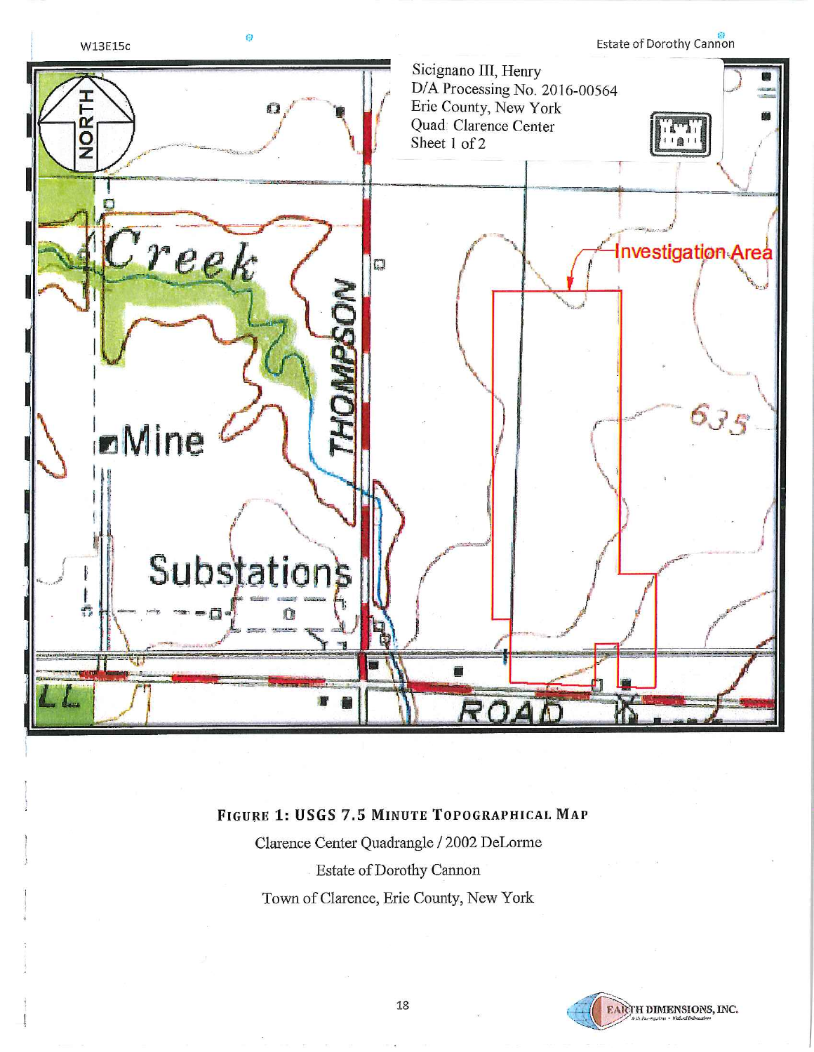Sicignano III, Henry
D/A Processing No. 2016-00564
Erie County, New York
Quad: Clarence Center
Sheet 1 of 2

**FIGURE 1: USGS 7.5 MINUTE TOPOGRAPHICAL MAP**

Clarence Center Quadrangle / 2002 DeLorme

Estate of Dorothy Cannon

Town of Clarence, Erie County, New York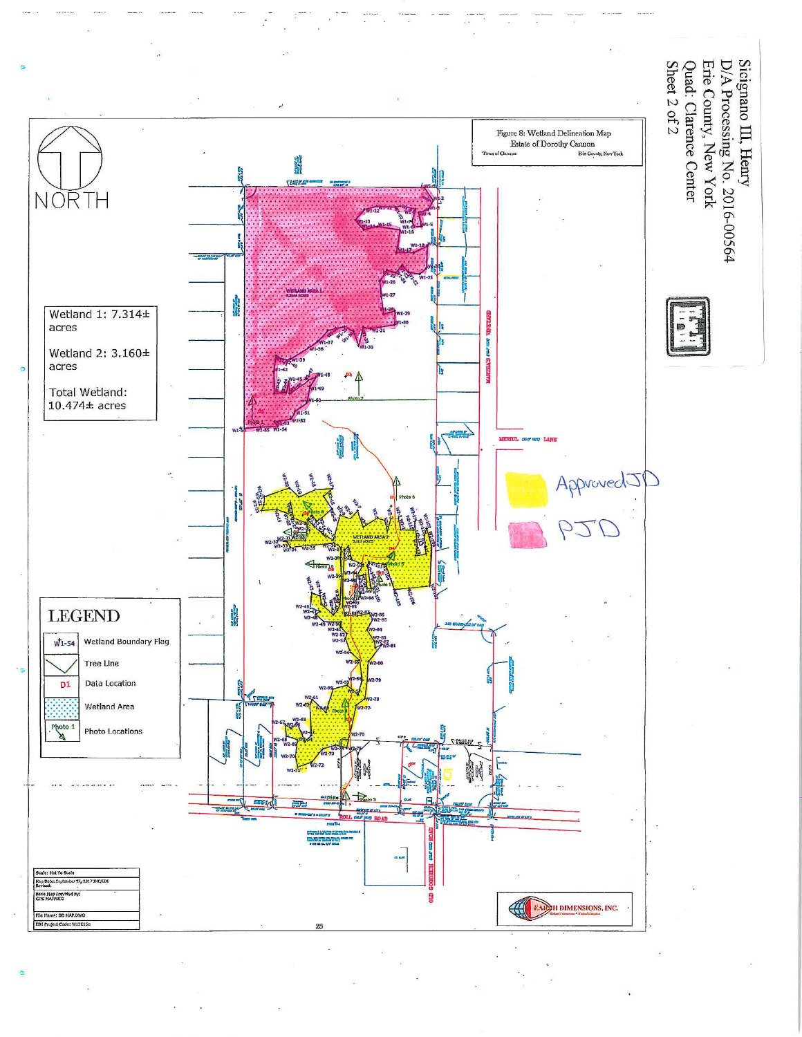Sicignano III, Henry
D/A Processing No. 2016-00564
Erie County, New York
Quad: Clarence Center
Sheet 2 of 2

Figure 8: Wetland Delineation Map
Estate of Dorothy Cannon
Town of Clarence    Erie County, New York

NORTH

Wetland 1: 7.314± acres

Wetland 2: 3.160± acres

Total Wetland: 10.474± acres

Approved JD

PJD

LEGEND

- W1-54 Wetland Boundary Flag
- Tree Line
- D1 Data Location
- Wetland Area
- Photo 1 Photo Locations

Scale: Not To Scale
Map Date: September 27, 2017 IHQ/DN
Revised:
Base Map Provided By: GPS MAPPING
File Name: DD MAP.DWG
EDI Project Code: W15E15a

EARTH DIMENSIONS, INC.